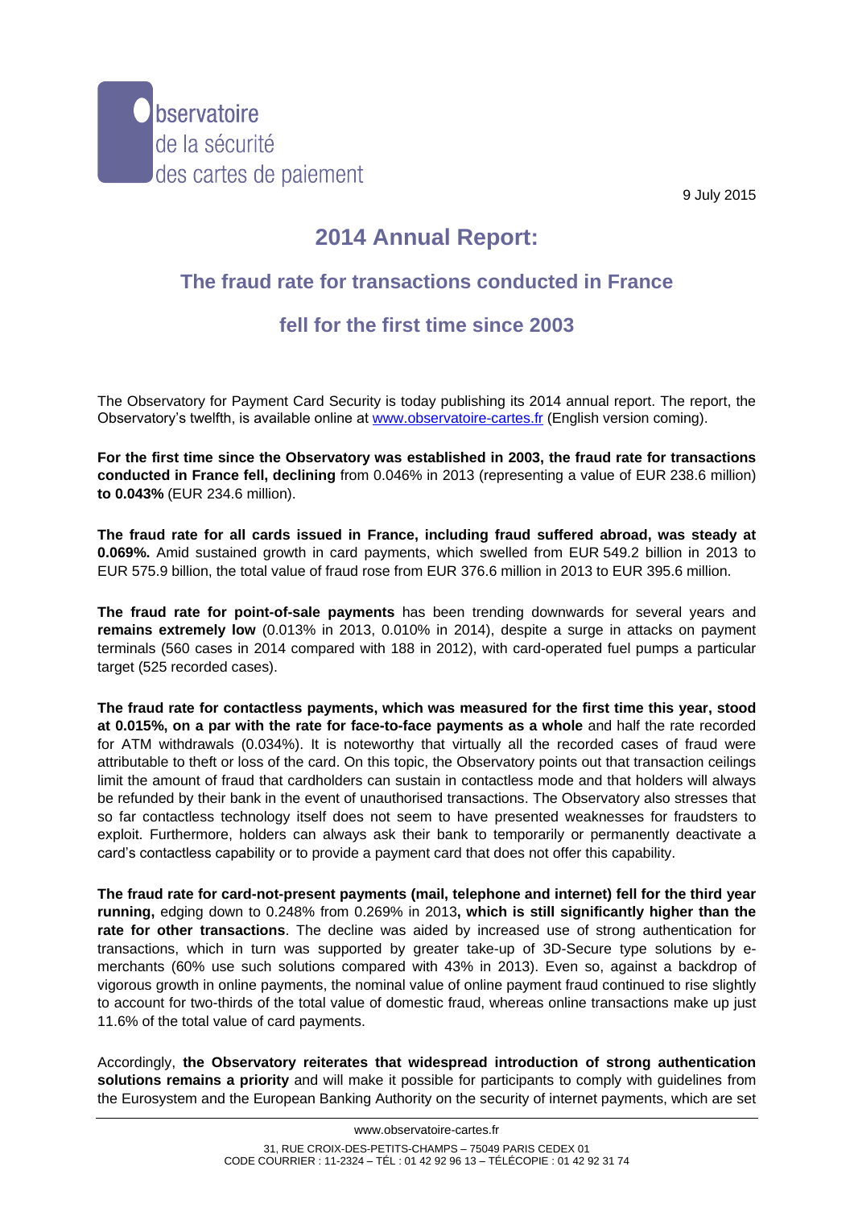Observatoire de la sécurité des cartes de paiement

9 July 2015

# 2014 Annual Report:

## The fraud rate for transactions conducted in France fell for the first time since 2003

The Observatory for Payment Card Security is today publishing its 2014 annual report. The report, the Observatory's twelfth, is available online at www.observatoire-cartes.fr (English version coming).

**For the first time since the Observatory was established in 2003, the fraud rate for transactions conducted in France fell, declining** from 0.046% in 2013 (representing a value of EUR 238.6 million) **to 0.043%** (EUR 234.6 million).

**The fraud rate for all cards issued in France, including fraud suffered abroad, was steady at 0.069%.** Amid sustained growth in card payments, which swelled from EUR 549.2 billion in 2013 to EUR 575.9 billion, the total value of fraud rose from EUR 376.6 million in 2013 to EUR 395.6 million.

**The fraud rate for point-of-sale payments** has been trending downwards for several years and **remains extremely low** (0.013% in 2013, 0.010% in 2014), despite a surge in attacks on payment terminals (560 cases in 2014 compared with 188 in 2012), with card-operated fuel pumps a particular target (525 recorded cases).

**The fraud rate for contactless payments, which was measured for the first time this year, stood at 0.015%, on a par with the rate for face-to-face payments as a whole** and half the rate recorded for ATM withdrawals (0.034%). It is noteworthy that virtually all the recorded cases of fraud were attributable to theft or loss of the card. On this topic, the Observatory points out that transaction ceilings limit the amount of fraud that cardholders can sustain in contactless mode and that holders will always be refunded by their bank in the event of unauthorised transactions. The Observatory also stresses that so far contactless technology itself does not seem to have presented weaknesses for fraudsters to exploit. Furthermore, holders can always ask their bank to temporarily or permanently deactivate a card's contactless capability or to provide a payment card that does not offer this capability.

**The fraud rate for card-not-present payments (mail, telephone and internet) fell for the third year running,** edging down to 0.248% from 0.269% in 2013**, which is still significantly higher than the rate for other transactions**. The decline was aided by increased use of strong authentication for transactions, which in turn was supported by greater take-up of 3D-Secure type solutions by e-merchants (60% use such solutions compared with 43% in 2013). Even so, against a backdrop of vigorous growth in online payments, the nominal value of online payment fraud continued to rise slightly to account for two-thirds of the total value of domestic fraud, whereas online transactions make up just 11.6% of the total value of card payments.

Accordingly, **the Observatory reiterates that widespread introduction of strong authentication solutions remains a priority** and will make it possible for participants to comply with guidelines from the Eurosystem and the European Banking Authority on the security of internet payments, which are set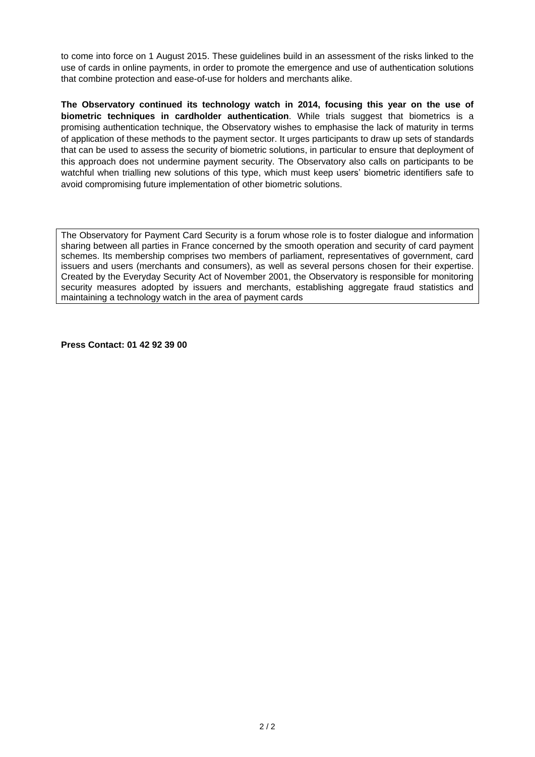to come into force on 1 August 2015. These guidelines build in an assessment of the risks linked to the use of cards in online payments, in order to promote the emergence and use of authentication solutions that combine protection and ease-of-use for holders and merchants alike.

**The Observatory continued its technology watch in 2014, focusing this year on the use of biometric techniques in cardholder authentication**. While trials suggest that biometrics is a promising authentication technique, the Observatory wishes to emphasise the lack of maturity in terms of application of these methods to the payment sector. It urges participants to draw up sets of standards that can be used to assess the security of biometric solutions, in particular to ensure that deployment of this approach does not undermine payment security. The Observatory also calls on participants to be watchful when trialling new solutions of this type, which must keep users' biometric identifiers safe to avoid compromising future implementation of other biometric solutions.

The Observatory for Payment Card Security is a forum whose role is to foster dialogue and information sharing between all parties in France concerned by the smooth operation and security of card payment schemes. Its membership comprises two members of parliament, representatives of government, card issuers and users (merchants and consumers), as well as several persons chosen for their expertise. Created by the Everyday Security Act of November 2001, the Observatory is responsible for monitoring security measures adopted by issuers and merchants, establishing aggregate fraud statistics and maintaining a technology watch in the area of payment cards

**Press Contact: 01 42 92 39 00**